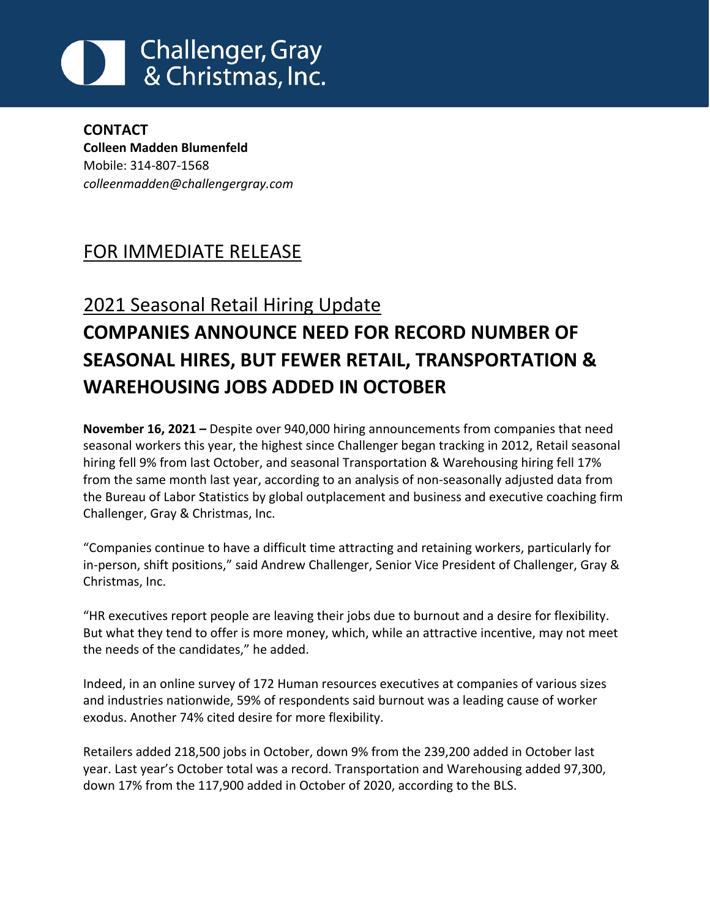# Challenger, Gray & Christmas, Inc.

**CONTACT**
**Colleen Madden Blumenfeld**
Mobile: 314-807-1568
*colleenmadden@challengergray.com*

FOR IMMEDIATE RELEASE

## 2021 Seasonal Retail Hiring Update

# COMPANIES ANNOUNCE NEED FOR RECORD NUMBER OF SEASONAL HIRES, BUT FEWER RETAIL, TRANSPORTATION & WAREHOUSING JOBS ADDED IN OCTOBER

**November 16, 2021 –** Despite over 940,000 hiring announcements from companies that need seasonal workers this year, the highest since Challenger began tracking in 2012, Retail seasonal hiring fell 9% from last October, and seasonal Transportation & Warehousing hiring fell 17% from the same month last year, according to an analysis of non-seasonally adjusted data from the Bureau of Labor Statistics by global outplacement and business and executive coaching firm Challenger, Gray & Christmas, Inc.

"Companies continue to have a difficult time attracting and retaining workers, particularly for in-person, shift positions," said Andrew Challenger, Senior Vice President of Challenger, Gray & Christmas, Inc.

"HR executives report people are leaving their jobs due to burnout and a desire for flexibility. But what they tend to offer is more money, which, while an attractive incentive, may not meet the needs of the candidates," he added.

Indeed, in an online survey of 172 Human resources executives at companies of various sizes and industries nationwide, 59% of respondents said burnout was a leading cause of worker exodus. Another 74% cited desire for more flexibility.

Retailers added 218,500 jobs in October, down 9% from the 239,200 added in October last year. Last year's October total was a record. Transportation and Warehousing added 97,300, down 17% from the 117,900 added in October of 2020, according to the BLS.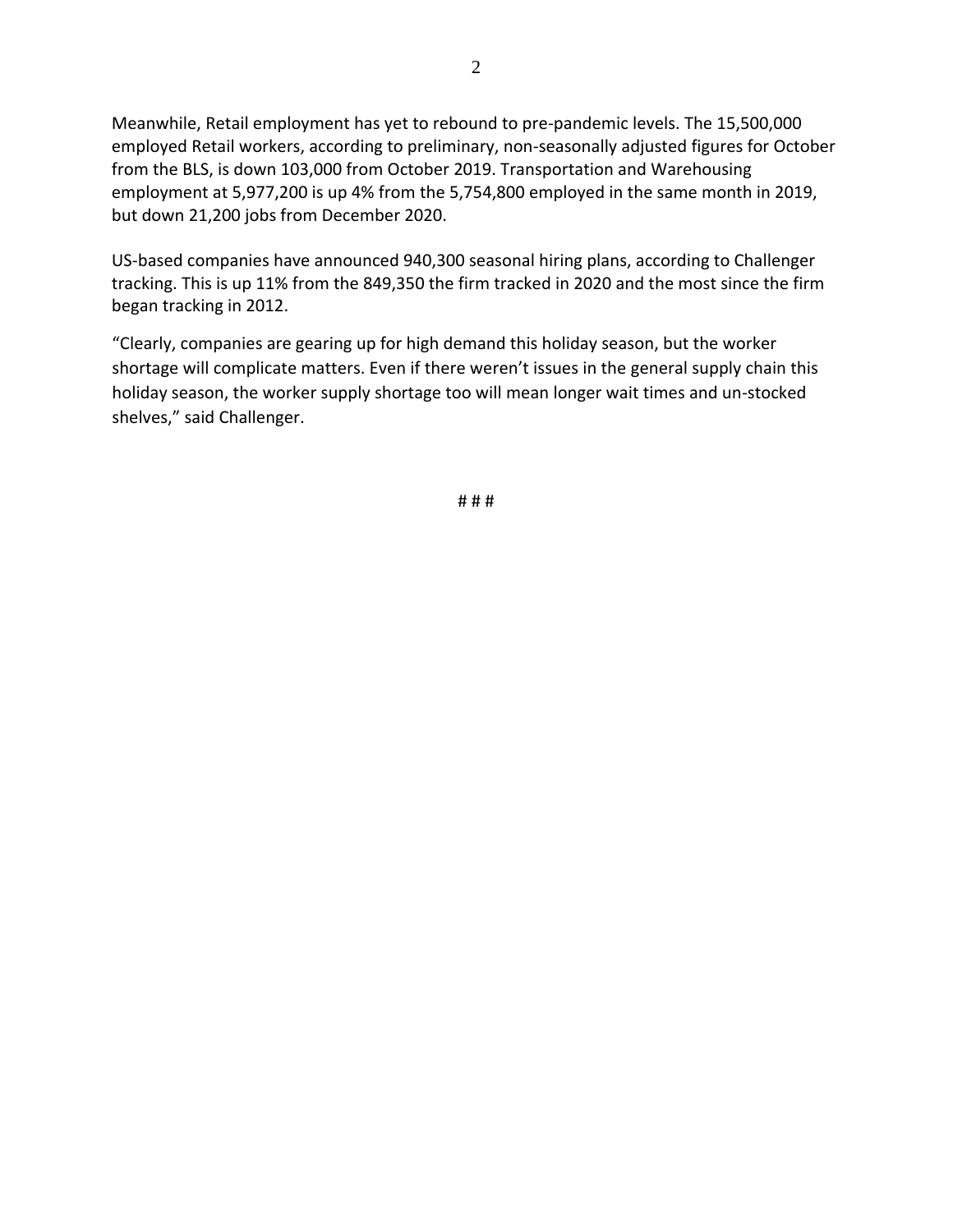Meanwhile, Retail employment has yet to rebound to pre-pandemic levels. The 15,500,000 employed Retail workers, according to preliminary, non-seasonally adjusted figures for October from the BLS, is down 103,000 from October 2019. Transportation and Warehousing employment at 5,977,200 is up 4% from the 5,754,800 employed in the same month in 2019, but down 21,200 jobs from December 2020.

US-based companies have announced 940,300 seasonal hiring plans, according to Challenger tracking. This is up 11% from the 849,350 the firm tracked in 2020 and the most since the firm began tracking in 2012.

"Clearly, companies are gearing up for high demand this holiday season, but the worker shortage will complicate matters. Even if there weren't issues in the general supply chain this holiday season, the worker supply shortage too will mean longer wait times and un-stocked shelves," said Challenger.

# # #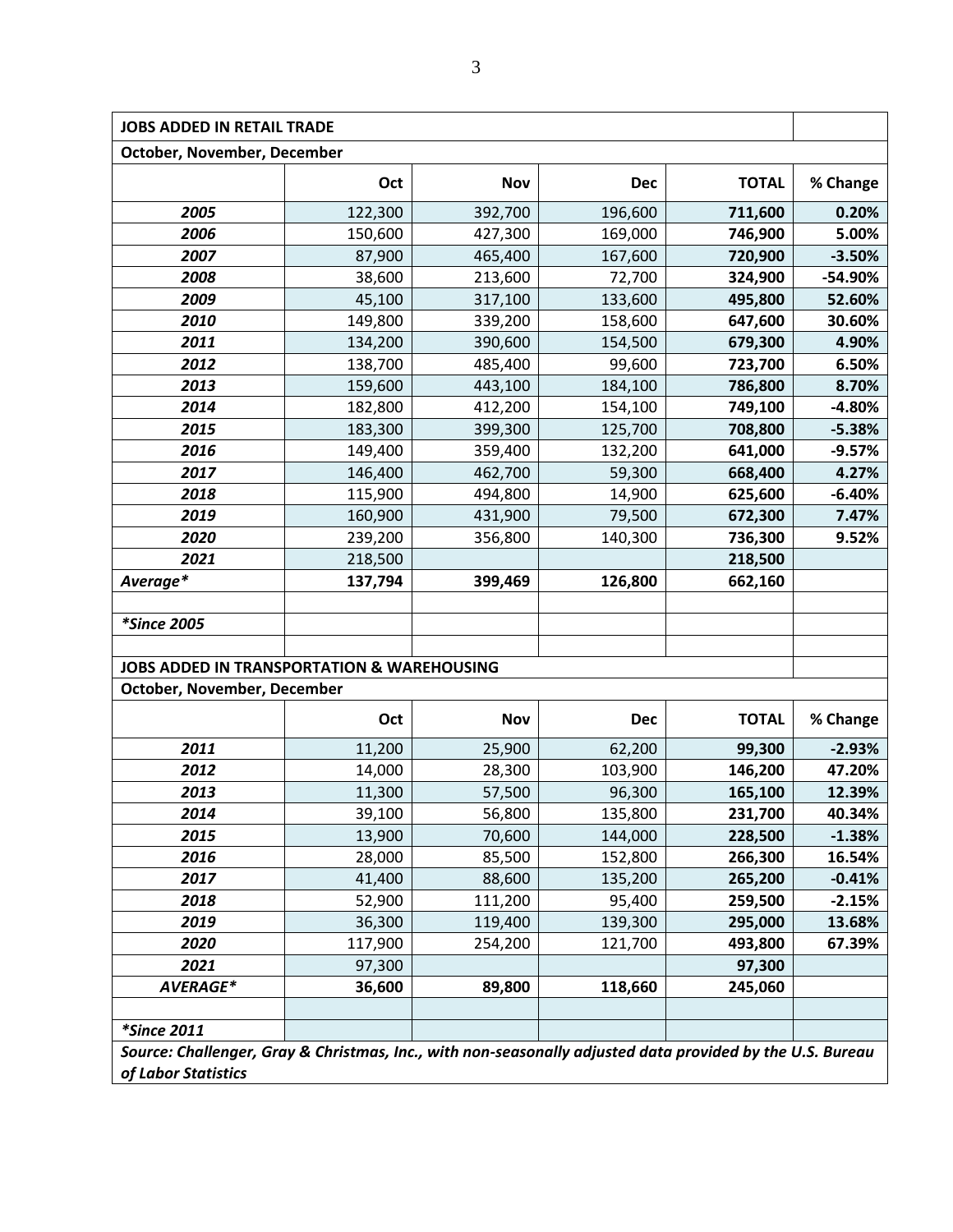| **JOBS ADDED IN RETAIL TRADE** | | | | | |
|---|---|---|---|---|---|
| **October, November, December** | | | | | |
| | **Oct** | **Nov** | **Dec** | **TOTAL** | **% Change** |
| ***2005*** | 122,300 | 392,700 | 196,600 | **711,600** | **0.20%** |
| ***2006*** | 150,600 | 427,300 | 169,000 | **746,900** | **5.00%** |
| ***2007*** | 87,900 | 465,400 | 167,600 | **720,900** | **-3.50%** |
| ***2008*** | 38,600 | 213,600 | 72,700 | **324,900** | **-54.90%** |
| ***2009*** | 45,100 | 317,100 | 133,600 | **495,800** | **52.60%** |
| ***2010*** | 149,800 | 339,200 | 158,600 | **647,600** | **30.60%** |
| ***2011*** | 134,200 | 390,600 | 154,500 | **679,300** | **4.90%** |
| ***2012*** | 138,700 | 485,400 | 99,600 | **723,700** | **6.50%** |
| ***2013*** | 159,600 | 443,100 | 184,100 | **786,800** | **8.70%** |
| ***2014*** | 182,800 | 412,200 | 154,100 | **749,100** | **-4.80%** |
| ***2015*** | 183,300 | 399,300 | 125,700 | **708,800** | **-5.38%** |
| ***2016*** | 149,400 | 359,400 | 132,200 | **641,000** | **-9.57%** |
| ***2017*** | 146,400 | 462,700 | 59,300 | **668,400** | **4.27%** |
| ***2018*** | 115,900 | 494,800 | 14,900 | **625,600** | **-6.40%** |
| ***2019*** | 160,900 | 431,900 | 79,500 | **672,300** | **7.47%** |
| ***2020*** | 239,200 | 356,800 | 140,300 | **736,300** | **9.52%** |
| ***2021*** | 218,500 | | | **218,500** | |
| ***Average**** | **137,794** | **399,469** | **126,800** | **662,160** | |
| | | | | | |
| ***Since 2005*** | | | | | |

| **JOBS ADDED IN TRANSPORTATION & WAREHOUSING** | | | | | |
|---|---|---|---|---|---|
| **October, November, December** | | | | | |
| | **Oct** | **Nov** | **Dec** | **TOTAL** | **% Change** |
| ***2011*** | 11,200 | 25,900 | 62,200 | **99,300** | **-2.93%** |
| ***2012*** | 14,000 | 28,300 | 103,900 | **146,200** | **47.20%** |
| ***2013*** | 11,300 | 57,500 | 96,300 | **165,100** | **12.39%** |
| ***2014*** | 39,100 | 56,800 | 135,800 | **231,700** | **40.34%** |
| ***2015*** | 13,900 | 70,600 | 144,000 | **228,500** | **-1.38%** |
| ***2016*** | 28,000 | 85,500 | 152,800 | **266,300** | **16.54%** |
| ***2017*** | 41,400 | 88,600 | 135,200 | **265,200** | **-0.41%** |
| ***2018*** | 52,900 | 111,200 | 95,400 | **259,500** | **-2.15%** |
| ***2019*** | 36,300 | 119,400 | 139,300 | **295,000** | **13.68%** |
| ***2020*** | 117,900 | 254,200 | 121,700 | **493,800** | **67.39%** |
| ***2021*** | 97,300 | | | **97,300** | |
| ***AVERAGE**** | **36,600** | **89,800** | **118,660** | **245,060** | |
| | | | | | |
| ***Since 2011*** | | | | | |

***Source: Challenger, Gray & Christmas, Inc., with non-seasonally adjusted data provided by the U.S. Bureau of Labor Statistics***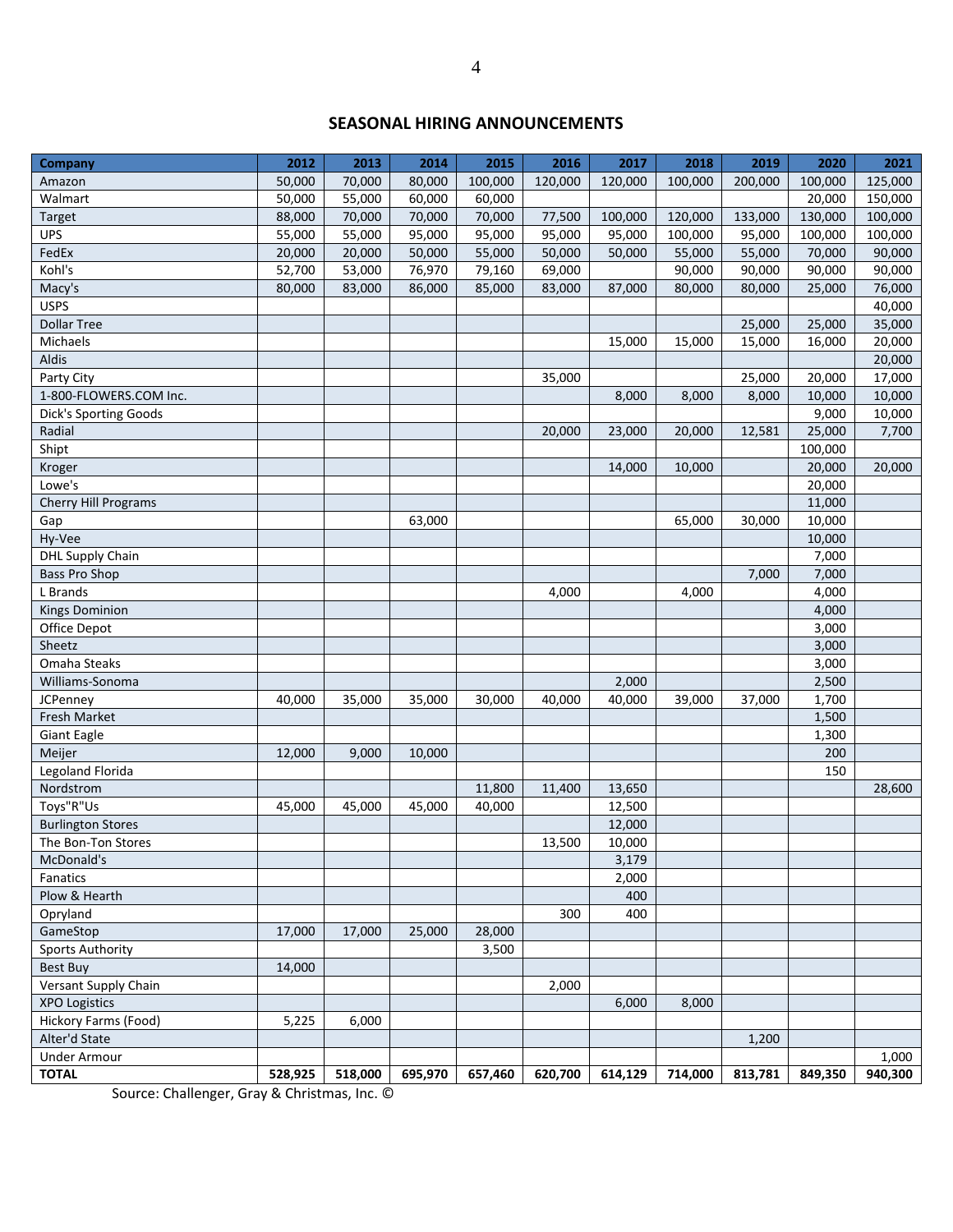## SEASONAL HIRING ANNOUNCEMENTS

| Company | 2012 | 2013 | 2014 | 2015 | 2016 | 2017 | 2018 | 2019 | 2020 | 2021 |
|---|---|---|---|---|---|---|---|---|---|---|
| Amazon | 50,000 | 70,000 | 80,000 | 100,000 | 120,000 | 120,000 | 100,000 | 200,000 | 100,000 | 125,000 |
| Walmart | 50,000 | 55,000 | 60,000 | 60,000 | | | | | 20,000 | 150,000 |
| Target | 88,000 | 70,000 | 70,000 | 70,000 | 77,500 | 100,000 | 120,000 | 133,000 | 130,000 | 100,000 |
| UPS | 55,000 | 55,000 | 95,000 | 95,000 | 95,000 | 95,000 | 100,000 | 95,000 | 100,000 | 100,000 |
| FedEx | 20,000 | 20,000 | 50,000 | 55,000 | 50,000 | 50,000 | 55,000 | 55,000 | 70,000 | 90,000 |
| Kohl's | 52,700 | 53,000 | 76,970 | 79,160 | 69,000 | | 90,000 | 90,000 | 90,000 | 90,000 |
| Macy's | 80,000 | 83,000 | 86,000 | 85,000 | 83,000 | 87,000 | 80,000 | 80,000 | 25,000 | 76,000 |
| USPS | | | | | | | | | | 40,000 |
| Dollar Tree | | | | | | | | 25,000 | 25,000 | 35,000 |
| Michaels | | | | | | 15,000 | 15,000 | 15,000 | 16,000 | 20,000 |
| Aldis | | | | | | | | | | 20,000 |
| Party City | | | | | 35,000 | | | 25,000 | 20,000 | 17,000 |
| 1-800-FLOWERS.COM Inc. | | | | | | 8,000 | 8,000 | 8,000 | 10,000 | 10,000 |
| Dick's Sporting Goods | | | | | | | | | 9,000 | 10,000 |
| Radial | | | | | 20,000 | 23,000 | 20,000 | 12,581 | 25,000 | 7,700 |
| Shipt | | | | | | | | | 100,000 | |
| Kroger | | | | | | 14,000 | 10,000 | | 20,000 | 20,000 |
| Lowe's | | | | | | | | | 20,000 | |
| Cherry Hill Programs | | | | | | | | | 11,000 | |
| Gap | | | 63,000 | | | | 65,000 | 30,000 | 10,000 | |
| Hy-Vee | | | | | | | | | 10,000 | |
| DHL Supply Chain | | | | | | | | | 7,000 | |
| Bass Pro Shop | | | | | | | | 7,000 | 7,000 | |
| L Brands | | | | | 4,000 | | 4,000 | | 4,000 | |
| Kings Dominion | | | | | | | | | 4,000 | |
| Office Depot | | | | | | | | | 3,000 | |
| Sheetz | | | | | | | | | 3,000 | |
| Omaha Steaks | | | | | | | | | 3,000 | |
| Williams-Sonoma | | | | | | 2,000 | | | 2,500 | |
| JCPenney | 40,000 | 35,000 | 35,000 | 30,000 | 40,000 | 40,000 | 39,000 | 37,000 | 1,700 | |
| Fresh Market | | | | | | | | | 1,500 | |
| Giant Eagle | | | | | | | | | 1,300 | |
| Meijer | 12,000 | 9,000 | 10,000 | | | | | | 200 | |
| Legoland Florida | | | | | | | | | 150 | |
| Nordstrom | | | | 11,800 | 11,400 | 13,650 | | | | 28,600 |
| Toys"R"Us | 45,000 | 45,000 | 45,000 | 40,000 | | 12,500 | | | | |
| Burlington Stores | | | | | | 12,000 | | | | |
| The Bon-Ton Stores | | | | | 13,500 | 10,000 | | | | |
| McDonald's | | | | | | 3,179 | | | | |
| Fanatics | | | | | | 2,000 | | | | |
| Plow & Hearth | | | | | | 400 | | | | |
| Opryland | | | | | 300 | 400 | | | | |
| GameStop | 17,000 | 17,000 | 25,000 | 28,000 | | | | | | |
| Sports Authority | | | | 3,500 | | | | | | |
| Best Buy | 14,000 | | | | | | | | | |
| Versant Supply Chain | | | | | 2,000 | | | | | |
| XPO Logistics | | | | | | 6,000 | 8,000 | | | |
| Hickory Farms (Food) | 5,225 | 6,000 | | | | | | | | |
| Alter'd State | | | | | | | | 1,200 | | |
| Under Armour | | | | | | | | | | 1,000 |
| **TOTAL** | **528,925** | **518,000** | **695,970** | **657,460** | **620,700** | **614,129** | **714,000** | **813,781** | **849,350** | **940,300** |

Source: Challenger, Gray & Christmas, Inc. ©